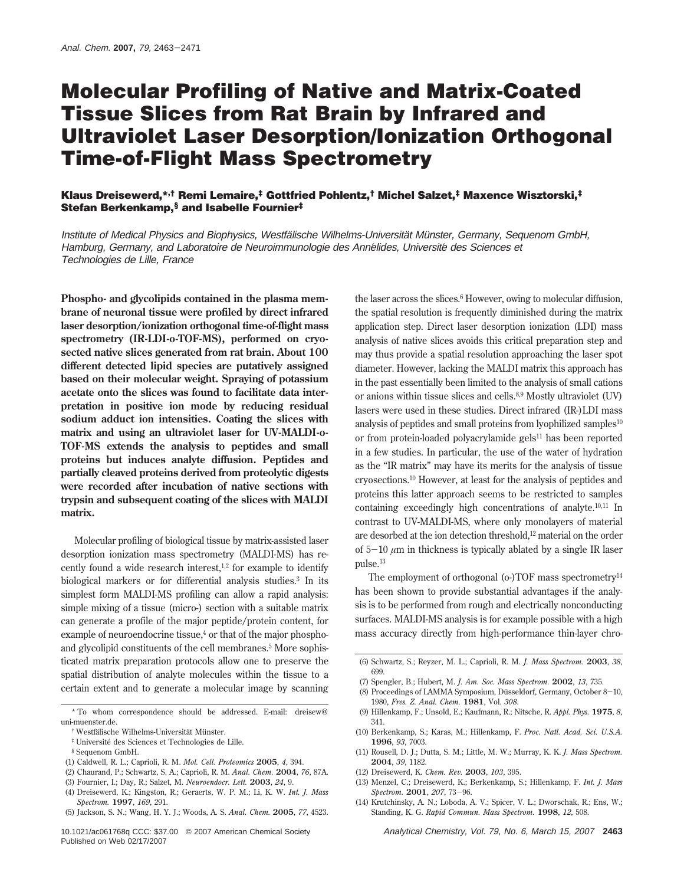# Molecular Profiling of Native and Matrix-Coated Tissue Slices from Rat Brain by Infrared and Ultraviolet Laser Desorption/Ionization Orthogonal Time-of-Flight Mass Spectrometry

**Klaus Dreisewerd,*,† Remi Lemaire,‡ Gottfried Pohlentz,† Michel Salzet,‡ Maxence Wisztorski,‡ Stefan Berkenkamp,§ and Isabelle Fournier‡**

*Institute of Medical Physics and Biophysics, Westfälische Wilhelms-Universität Münster, Germany, Sequenom GmbH, Hamburg, Germany, and Laboratoire de Neuroimmunologie des Annèlides, Universitè des Sciences et Technologies de Lille, France*

**Phospho- and glycolipids contained in the plasma membrane of neuronal tissue were profiled by direct infrared laser desorption/ionization orthogonal time-of-flight mass spectrometry (IR-LDI-o-TOF-MS), performed on cryosected native slices generated from rat brain. About 100 different detected lipid species are putatively assigned based on their molecular weight. Spraying of potassium acetate onto the slices was found to facilitate data interpretation in positive ion mode by reducing residual sodium adduct ion intensities. Coating the slices with matrix and using an ultraviolet laser for UV-MALDI-o-TOF-MS extends the analysis to peptides and small proteins but induces analyte diffusion. Peptides and partially cleaved proteins derived from proteolytic digests were recorded after incubation of native sections with trypsin and subsequent coating of the slices with MALDI matrix.**

Molecular profiling of biological tissue by matrix-assisted laser desorption ionization mass spectrometry (MALDI-MS) has recently found a wide research interest,[1,2] for example to identify biological markers or for differential analysis studies.[3] In its simplest form MALDI-MS profiling can allow a rapid analysis: simple mixing of a tissue (micro-) section with a suitable matrix can generate a profile of the major peptide/protein content, for example of neuroendocrine tissue,[4] or that of the major phospho- and glycolipid constituents of the cell membranes.[5] More sophisticated matrix preparation protocols allow one to preserve the spatial distribution of analyte molecules within the tissue to a certain extent and to generate a molecular image by scanning the laser across the slices.[6] However, owing to molecular diffusion, the spatial resolution is frequently diminished during the matrix application step. Direct laser desorption ionization (LDI) mass analysis of native slices avoids this critical preparation step and may thus provide a spatial resolution approaching the laser spot diameter. However, lacking the MALDI matrix this approach has in the past essentially been limited to the analysis of small cations or anions within tissue slices and cells.[8,9] Mostly ultraviolet (UV) lasers were used in these studies. Direct infrared (IR-)LDI mass analysis of peptides and small proteins from lyophilized samples[10] or from protein-loaded polyacrylamide gels[11] has been reported in a few studies. In particular, the use of the water of hydration as the "IR matrix" may have its merits for the analysis of tissue cryosections.[10] However, at least for the analysis of peptides and proteins this latter approach seems to be restricted to samples containing exceedingly high concentrations of analyte.[10,11] In contrast to UV-MALDI-MS, where only monolayers of material are desorbed at the ion detection threshold,[12] material on the order of 5−10 $\mu$m in thickness is typically ablated by a single IR laser pulse.[13]

The employment of orthogonal (o-)TOF mass spectrometry[14] has been shown to provide substantial advantages if the analysis is to be performed from rough and electrically nonconducting surfaces. MALDI-MS analysis is for example possible with a high mass accuracy directly from high-performance thin-layer chro-

\* To whom correspondence should be addressed. E-mail: dreisew@uni-muenster.de.

† Westfälische Wilhelms-Universität Münster.

‡ Université des Sciences et Technologies de Lille.

§ Sequenom GmbH.

(1) Caldwell, R. L.; Caprioli, R. M. *Mol. Cell. Proteomics* **2005**, *4*, 394.
(2) Chaurand, P.; Schwartz, S. A.; Caprioli, R. M. *Anal. Chem.* **2004**, *76*, 87A.
(3) Fournier, I.; Day, R.; Salzet, M. *Neuroendocr. Lett.* **2003**, *24*, 9.
(4) Dreisewerd, K.; Kingston, R.; Geraerts, W. P. M.; Li, K. W. *Int. J. Mass Spectrom.* **1997**, *169*, 291.
(5) Jackson, S. N.; Wang, H. Y. J.; Woods, A. S. *Anal. Chem.* **2005**, *77*, 4523.
(6) Schwartz, S.; Reyzer, M. L.; Caprioli, R. M. *J. Mass Spectrom.* **2003**, *38*, 699.
(7) Spengler, B.; Hubert, M. *J. Am. Soc. Mass Spectrom.* **2002**, *13*, 735.
(8) Proceedings of LAMMA Symposium, Düsseldorf, Germany, October 8−10, 1980, *Fres. Z. Anal. Chem.* **1981**, Vol. *308*.
(9) Hillenkamp, F.; Unsold, E.; Kaufmann, R.; Nitsche, R. *Appl. Phys.* **1975**, *8*, 341.
(10) Berkenkamp, S.; Karas, M.; Hillenkamp, F. *Proc. Natl. Acad. Sci. U.S.A.* **1996**, *93*, 7003.
(11) Rousell, D. J.; Dutta, S. M.; Little, M. W.; Murray, K. K. *J. Mass Spectrom.* **2004**, *39*, 1182.
(12) Dreisewerd, K. *Chem. Rev.* **2003**, *103*, 395.
(13) Menzel, C.; Dreisewerd, K.; Berkenkamp, S.; Hillenkamp, F. *Int. J. Mass Spectrom.* **2001**, *207*, 73−96.
(14) Krutchinsky, A. N.; Loboda, A. V.; Spicer, V. L.; Dworschak, R.; Ens, W.; Standing, K. G. *Rapid Commun. Mass Spectrom.* **1998**, *12*, 508.

10.1021/ac061768q CCC: $37.00 © 2007 American Chemical Society
Published on Web 02/17/2007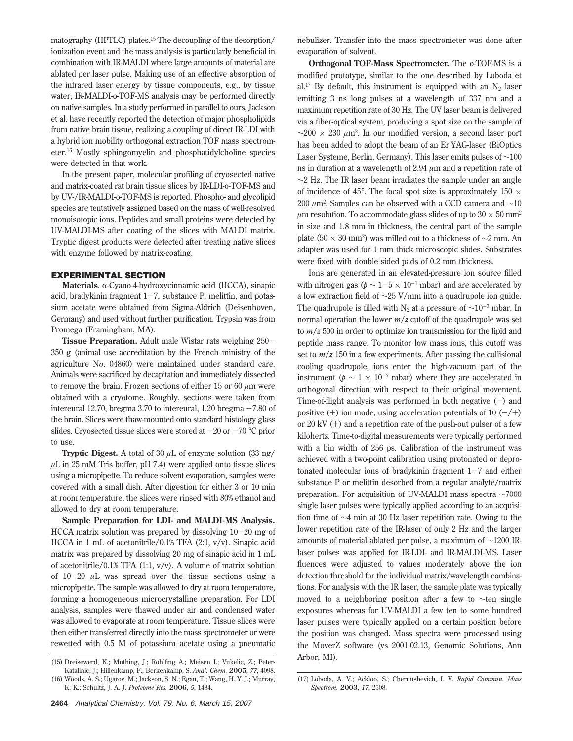matography (HPTLC) plates.[15] The decoupling of the desorption/ionization event and the mass analysis is particularly beneficial in combination with IR-MALDI where large amounts of material are ablated per laser pulse. Making use of an effective absorption of the infrared laser energy by tissue components, e.g., by tissue water, IR-MALDI-o-TOF-MS analysis may be performed directly on native samples. In a study performed in parallel to ours, Jackson et al. have recently reported the detection of major phospholipids from native brain tissue, realizing a coupling of direct IR-LDI with a hybrid ion mobility orthogonal extraction TOF mass spectrometer.[16] Mostly sphingomyelin and phosphatidylcholine species were detected in that work.

In the present paper, molecular profiling of cryosected native and matrix-coated rat brain tissue slices by IR-LDI-o-TOF-MS and by UV-/IR-MALDI-o-TOF-MS is reported. Phospho- and glycolipid species are tentatively assigned based on the mass of well-resolved monoisotopic ions. Peptides and small proteins were detected by UV-MALDI-MS after coating of the slices with MALDI matrix. Tryptic digest products were detected after treating native slices with enzyme followed by matrix-coating.

## EXPERIMENTAL SECTION

**Materials**. α-Cyano-4-hydroxycinnamic acid (HCCA), sinapic acid, bradykinin fragment 1−7, substance P, melittin, and potassium acetate were obtained from Sigma-Aldrich (Deisenhoven, Germany) and used without further purification. Trypsin was from Promega (Framingham, MA).

**Tissue Preparation.** Adult male Wistar rats weighing 250−350 g (animal use accreditation by the French ministry of the agriculture No. 04860) were maintained under standard care. Animals were sacrificed by decapitation and immediately dissected to remove the brain. Frozen sections of either 15 or 60 μm were obtained with a cryotome. Roughly, sections were taken from intereural 12.70, bregma 3.70 to intereural, 1.20 bregma −7.80 of the brain. Slices were thaw-mounted onto standard histology glass slides. Cryosected tissue slices were stored at −20 or −70 °C prior to use.

**Tryptic Digest.** A total of 30 μL of enzyme solution (33 ng/μL in 25 mM Tris buffer, pH 7.4) were applied onto tissue slices using a micropipette. To reduce solvent evaporation, samples were covered with a small dish. After digestion for either 3 or 10 min at room temperature, the slices were rinsed with 80% ethanol and allowed to dry at room temperature.

**Sample Preparation for LDI- and MALDI-MS Analysis.** HCCA matrix solution was prepared by dissolving 10−20 mg of HCCA in 1 mL of acetonitrile/0.1% TFA (2:1, v/v). Sinapic acid matrix was prepared by dissolving 20 mg of sinapic acid in 1 mL of acetonitrile/0.1% TFA (1:1, v/v). A volume of matrix solution of 10−20 μL was spread over the tissue sections using a micropipette. The sample was allowed to dry at room temperature, forming a homogeneous microcrystalline preparation. For LDI analysis, samples were thawed under air and condensed water was allowed to evaporate at room temperature. Tissue slices were then either transferred directly into the mass spectrometer or were rewetted with 0.5 M of potassium acetate using a pneumatic nebulizer. Transfer into the mass spectrometer was done after evaporation of solvent.

**Orthogonal TOF-Mass Spectrometer.** The o-TOF-MS is a modified prototype, similar to the one described by Loboda et al.[17] By default, this instrument is equipped with an $N_2$ laser emitting 3 ns long pulses at a wavelength of 337 nm and a maximum repetition rate of 30 Hz. The UV laser beam is delivered via a fiber-optical system, producing a spot size on the sample of $\sim 200 \times 230$ μm². In our modified version, a second laser port has been added to adopt the beam of an Er:YAG-laser (BiOptics Laser Systeme, Berlin, Germany). This laser emits pulses of ∼100 ns in duration at a wavelength of 2.94 μm and a repetition rate of ∼2 Hz. The IR laser beam irradiates the sample under an angle of incidence of 45°. The focal spot size is approximately $150 \times 200$ μm². Samples can be observed with a CCD camera and ∼10 μm resolution. To accommodate glass slides of up to $30 \times 50$ mm² in size and 1.8 mm in thickness, the central part of the sample plate ($50 \times 30$ mm²) was milled out to a thickness of ∼2 mm. An adapter was used for 1 mm thick microscopic slides. Substrates were fixed with double sided pads of 0.2 mm thickness.

Ions are generated in an elevated-pressure ion source filled with nitrogen gas ($p \sim 1{-}5 \times 10^{-1}$ mbar) and are accelerated by a low extraction field of ∼25 V/mm into a quadrupole ion guide. The quadrupole is filled with $N_2$ at a pressure of $\sim 10^{-3}$ mbar. In normal operation the lower $m/z$ cutoff of the quadrupole was set to $m/z$ 500 in order to optimize ion transmission for the lipid and peptide mass range. To monitor low mass ions, this cutoff was set to $m/z$ 150 in a few experiments. After passing the collisional cooling quadrupole, ions enter the high-vacuum part of the instrument ($p \sim 1 \times 10^{-7}$ mbar) where they are accelerated in orthogonal direction with respect to their original movement. Time-of-flight analysis was performed in both negative (−) and positive (+) ion mode, using acceleration potentials of 10 (−/+) or 20 kV (+) and a repetition rate of the push-out pulser of a few kilohertz. Time-to-digital measurements were typically performed with a bin width of 256 ps. Calibration of the instrument was achieved with a two-point calibration using protonated or deprotonated molecular ions of bradykinin fragment 1−7 and either substance P or melittin desorbed from a regular analyte/matrix preparation. For acquisition of UV-MALDI mass spectra ∼7000 single laser pulses were typically applied according to an acquisition time of ∼4 min at 30 Hz laser repetition rate. Owing to the lower repetition rate of the IR-laser of only 2 Hz and the larger amounts of material ablated per pulse, a maximum of ∼1200 IR-laser pulses was applied for IR-LDI- and IR-MALDI-MS. Laser fluences were adjusted to values moderately above the ion detection threshold for the individual matrix/wavelength combinations. For analysis with the IR laser, the sample plate was typically moved to a neighboring position after a few to ∼ten single exposures whereas for UV-MALDI a few ten to some hundred laser pulses were typically applied on a certain position before the position was changed. Mass spectra were processed using the MoverZ software (vs 2001.02.13, Genomic Solutions, Ann Arbor, MI).

(15) Dreisewerd, K.; Muthing, J.; Rohlfing A.; Meisen I.; Vukelic, Z.; Peter-Katalinic, J.; Hillenkamp, F.; Berkenkamp, S. *Anal. Chem.* **2005**, *77*, 4098.
(16) Woods, A. S.; Ugarov, M.; Jackson, S. N.; Egan, T.; Wang, H. Y. J.; Murray, K. K.; Schultz, J. A. J. *Proteome Res.* **2006**, *5*, 1484.
(17) Loboda, A. V.; Ackloo, S.; Chernushevich, I. V. *Rapid Commun. Mass Spectrom.* **2003**, *17*, 2508.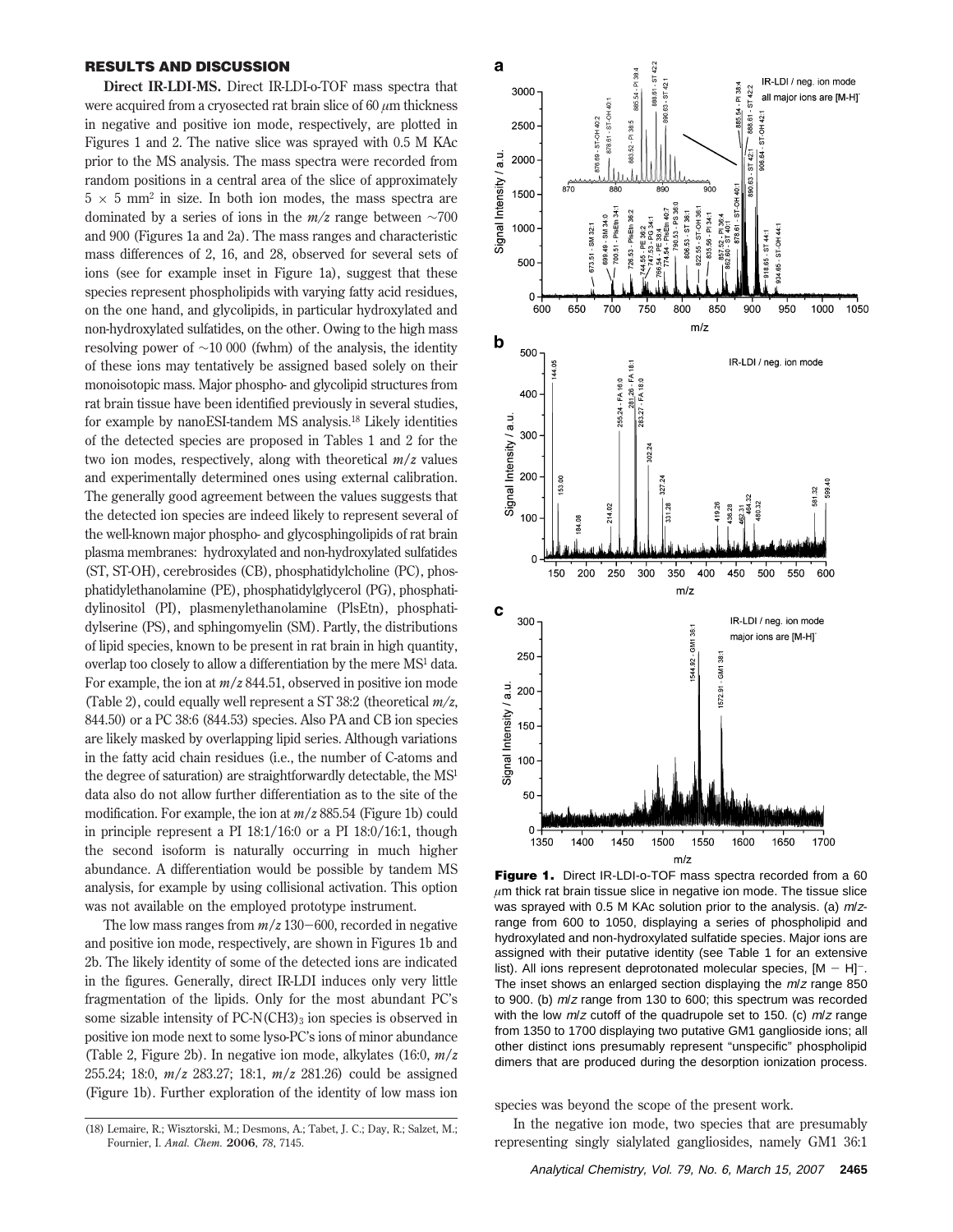## RESULTS AND DISCUSSION

**Direct IR-LDI-MS.** Direct IR-LDI-o-TOF mass spectra that were acquired from a cryosected rat brain slice of 60 $\mu$m thickness in negative and positive ion mode, respectively, are plotted in Figures 1 and 2. The native slice was sprayed with 0.5 M KAc prior to the MS analysis. The mass spectra were recorded from random positions in a central area of the slice of approximately $5 \times 5$ mm$^2$ in size. In both ion modes, the mass spectra are dominated by a series of ions in the $m/z$ range between ~700 and 900 (Figures 1a and 2a). The mass ranges and characteristic mass differences of 2, 16, and 28, observed for several sets of ions (see for example inset in Figure 1a), suggest that these species represent phospholipids with varying fatty acid residues, on the one hand, and glycolipids, in particular hydroxylated and non-hydroxylated sulfatides, on the other. Owing to the high mass resolving power of ~10 000 (fwhm) of the analysis, the identity of these ions may tentatively be assigned based solely on their monoisotopic mass. Major phospho- and glycolipid structures from rat brain tissue have been identified previously in several studies, for example by nanoESI-tandem MS analysis.[18] Likely identities of the detected species are proposed in Tables 1 and 2 for the two ion modes, respectively, along with theoretical $m/z$ values and experimentally determined ones using external calibration. The generally good agreement between the values suggests that the detected ion species are indeed likely to represent several of the well-known major phospho- and glycosphingolipids of rat brain plasma membranes: hydroxylated and non-hydroxylated sulfatides (ST, ST-OH), cerebrosides (CB), phosphatidylcholine (PC), phosphatidylethanolamine (PE), phosphatidylglycerol (PG), phosphatidylinositol (PI), plasmenylethanolamine (PlsEtn), phosphatidylserine (PS), and sphingomyelin (SM). Partly, the distributions of lipid species, known to be present in rat brain in high quantity, overlap too closely to allow a differentiation by the mere MS[1] data. For example, the ion at $m/z$ 844.51, observed in positive ion mode (Table 2), could equally well represent a ST 38:2 (theoretical $m/z$, 844.50) or a PC 38:6 (844.53) species. Also PA and CB ion species are likely masked by overlapping lipid series. Although variations in the fatty acid chain residues (i.e., the number of C-atoms and the degree of saturation) are straightforwardly detectable, the MS[1] data also do not allow further differentiation as to the site of the modification. For example, the ion at $m/z$ 885.54 (Figure 1b) could in principle represent a PI 18:1/16:0 or a PI 18:0/16:1, though the second isoform is naturally occurring in much higher abundance. A differentiation would be possible by tandem MS analysis, for example by using collisional activation. This option was not available on the employed prototype instrument.

The low mass ranges from $m/z$ 130–600, recorded in negative and positive ion mode, respectively, are shown in Figures 1b and 2b. The likely identity of some of the detected ions are indicated in the figures. Generally, direct IR-LDI induces only very little fragmentation of the lipids. Only for the most abundant PC's some sizable intensity of PC-N(CH3)$_3$ ion species is observed in positive ion mode next to some lyso-PC's ions of minor abundance (Table 2, Figure 2b). In negative ion mode, alkylates (16:0, $m/z$ 255.24; 18:0, $m/z$ 283.27; 18:1, $m/z$ 281.26) could be assigned (Figure 1b). Further exploration of the identity of low mass ion species was beyond the scope of the present work.

**Figure 1.** Direct IR-LDI-o-TOF mass spectra recorded from a 60 $\mu$m thick rat brain tissue slice in negative ion mode. The tissue slice was sprayed with 0.5 M KAc solution prior to the analysis. (a) $m/z$-range from 600 to 1050, displaying a series of phospholipid and hydroxylated and non-hydroxylated sulfatide species. Major ions are assigned with their putative identity (see Table 1 for an extensive list). All ions represent deprotonated molecular species, $[M - H]^-$. The inset shows an enlarged section displaying the $m/z$ range 850 to 900. (b) $m/z$ range from 130 to 600; this spectrum was recorded with the low $m/z$ cutoff of the quadrupole set to 150. (c) $m/z$ range from 1350 to 1700 displaying two putative GM1 ganglioside ions; all other distinct ions presumably represent "unspecific" phospholipid dimers that are produced during the desorption ionization process.

In the negative ion mode, two species that are presumably representing singly sialylated gangliosides, namely GM1 36:1

(18) Lemaire, R.; Wisztorski, M.; Desmons, A.; Tabet, J. C.; Day, R.; Salzet, M.; Fournier, I. *Anal. Chem.* **2006**, *78*, 7145.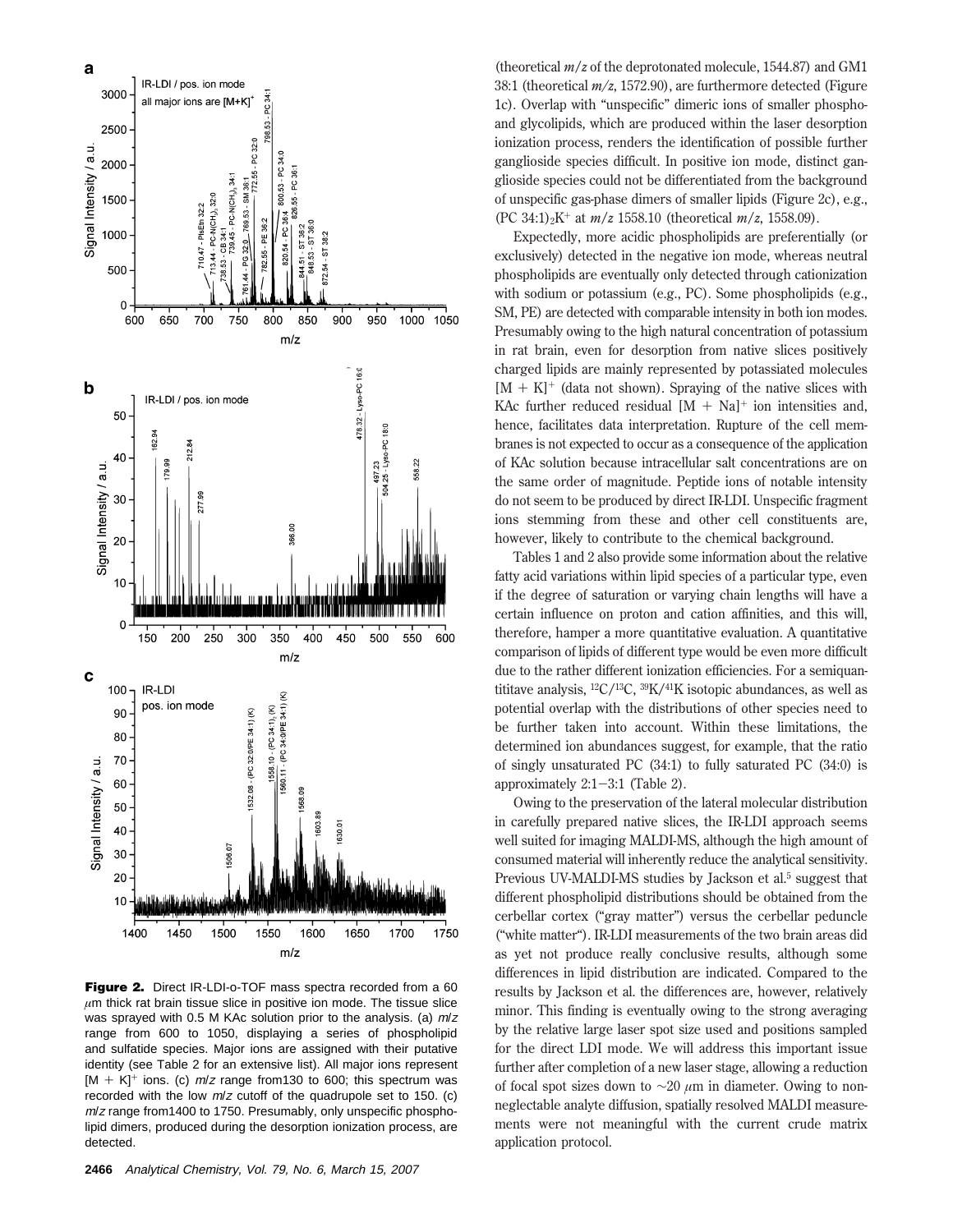**Figure 2.** Direct IR-LDI-o-TOF mass spectra recorded from a 60 $\mu$m thick rat brain tissue slice in positive ion mode. The tissue slice was sprayed with 0.5 M KAc solution prior to the analysis. (a) $m/z$ range from 600 to 1050, displaying a series of phospholipid and sulfatide species. Major ions are assigned with their putative identity (see Table 2 for an extensive list). All major ions represent $[M + K]^+$ ions. (c) $m/z$ range from130 to 600; this spectrum was recorded with the low $m/z$ cutoff of the quadrupole set to 150. (c) $m/z$ range from1400 to 1750. Presumably, only unspecific phospholipid dimers, produced during the desorption ionization process, are detected.

(theoretical $m/z$ of the deprotonated molecule, 1544.87) and GM1 38:1 (theoretical $m/z$, 1572.90), are furthermore detected (Figure 1c). Overlap with "unspecific" dimeric ions of smaller phospho- and glycolipids, which are produced within the laser desorption ionization process, renders the identification of possible further ganglioside species difficult. In positive ion mode, distinct ganglioside species could not be differentiated from the background of unspecific gas-phase dimers of smaller lipids (Figure 2c), e.g., (PC 34:1)$_2$K$^+$ at $m/z$ 1558.10 (theoretical $m/z$, 1558.09).

Expectedly, more acidic phospholipids are preferentially (or exclusively) detected in the negative ion mode, whereas neutral phospholipids are eventually only detected through cationization with sodium or potassium (e.g., PC). Some phospholipids (e.g., SM, PE) are detected with comparable intensity in both ion modes. Presumably owing to the high natural concentration of potassium in rat brain, even for desorption from native slices positively charged lipids are mainly represented by potassiated molecules $[M + K]^+$ (data not shown). Spraying of the native slices with KAc further reduced residual $[M + Na]^+$ ion intensities and, hence, facilitates data interpretation. Rupture of the cell membranes is not expected to occur as a consequence of the application of KAc solution because intracellular salt concentrations are on the same order of magnitude. Peptide ions of notable intensity do not seem to be produced by direct IR-LDI. Unspecific fragment ions stemming from these and other cell constituents are, however, likely to contribute to the chemical background.

Tables 1 and 2 also provide some information about the relative fatty acid variations within lipid species of a particular type, even if the degree of saturation or varying chain lengths will have a certain influence on proton and cation affinities, and this will, therefore, hamper a more quantitative evaluation. A quantitative comparison of lipids of different type would be even more difficult due to the rather different ionization efficiencies. For a semiquantititave analysis, $^{12}$C/$^{13}$C, $^{39}$K/$^{41}$K isotopic abundances, as well as potential overlap with the distributions of other species need to be further taken into account. Within these limitations, the determined ion abundances suggest, for example, that the ratio of singly unsaturated PC (34:1) to fully saturated PC (34:0) is approximately 2:1−3:1 (Table 2).

Owing to the preservation of the lateral molecular distribution in carefully prepared native slices, the IR-LDI approach seems well suited for imaging MALDI-MS, although the high amount of consumed material will inherently reduce the analytical sensitivity. Previous UV-MALDI-MS studies by Jackson et al.[5] suggest that different phospholipid distributions should be obtained from the cerbellar cortex ("gray matter") versus the cerbellar peduncle ("white matter"). IR-LDI measurements of the two brain areas did as yet not produce really conclusive results, although some differences in lipid distribution are indicated. Compared to the results by Jackson et al. the differences are, however, relatively minor. This finding is eventually owing to the strong averaging by the relative large laser spot size used and positions sampled for the direct LDI mode. We will address this important issue further after completion of a new laser stage, allowing a reduction of focal spot sizes down to ~20 $\mu$m in diameter. Owing to non-neglectable analyte diffusion, spatially resolved MALDI measurements were not meaningful with the current crude matrix application protocol.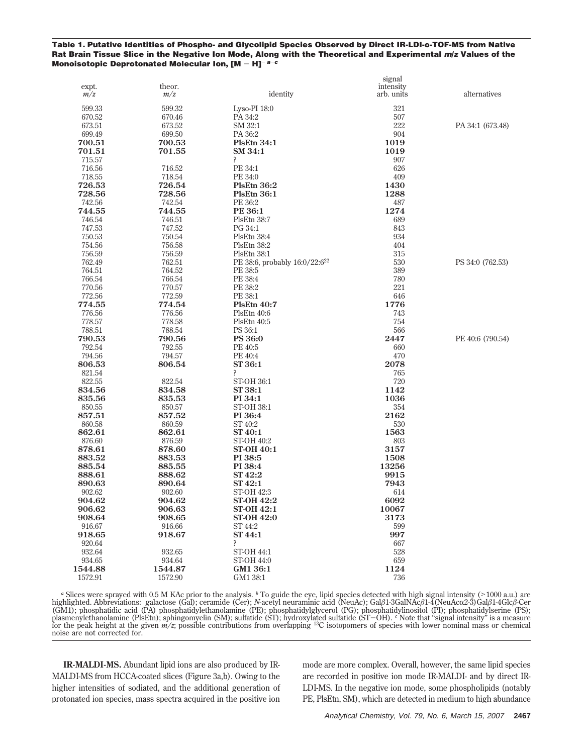**Table 1. Putative Identities of Phospho- and Glycolipid Species Observed by Direct IR-LDI-o-TOF-MS from Native Rat Brain Tissue Slice in the Negative Ion Mode, Along with the Theoretical and Experimental *m/z* Values of the Monoisotopic Deprotonated Molecular Ion, $[M - H]^-$ [a–c]**

| expt. *m/z* | theor. *m/z* | identity | signal intensity arb. units | alternatives |
|---|---|---|---|---|
| 599.33 | 599.32 | Lyso-PI 18:0 | 321 | |
| 670.52 | 670.46 | PA 34:2 | 507 | |
| 673.51 | 673.52 | SM 32:1 | 222 | PA 34:1 (673.48) |
| 699.49 | 699.50 | PA 36:2 | 904 | |
| **700.51** | **700.53** | **PlsEtn 34:1** | **1019** | |
| **701.51** | **701.55** | **SM 34:1** | **1019** | |
| 715.57 | | ? | 907 | |
| 716.56 | 716.52 | PE 34:1 | 626 | |
| 718.55 | 718.54 | PE 34:0 | 409 | |
| **726.53** | **726.54** | **PlsEtn 36:2** | **1430** | |
| **728.56** | **728.56** | **PlsEtn 36:1** | **1288** | |
| 742.56 | 742.54 | PE 36:2 | 487 | |
| **744.55** | **744.55** | **PE 36:1** | **1274** | |
| 746.54 | 746.51 | PlsEtn 38:7 | 689 | |
| 747.53 | 747.52 | PG 34:1 | 843 | |
| 750.53 | 750.54 | PlsEtn 38:4 | 934 | |
| 754.56 | 756.58 | PlsEtn 38:2 | 404 | |
| 756.59 | 756.59 | PlsEtn 38:1 | 315 | |
| 762.49 | 762.51 | PE 38:6, probably 16:0/22:6[22] | 530 | PS 34:0 (762.53) |
| 764.51 | 764.52 | PE 38:5 | 389 | |
| 766.54 | 766.54 | PE 38:4 | 780 | |
| 770.56 | 770.57 | PE 38:2 | 221 | |
| 772.56 | 772.59 | PE 38:1 | 646 | |
| **774.55** | **774.54** | **PlsEtn 40:7** | **1776** | |
| 776.56 | 776.56 | PlsEtn 40:6 | 743 | |
| 778.57 | 778.58 | PlsEtn 40:5 | 754 | |
| 788.51 | 788.54 | PS 36:1 | 566 | |
| **790.53** | **790.56** | **PS 36:0** | **2447** | PE 40:6 (790.54) |
| 792.54 | 792.55 | PE 40:5 | 660 | |
| 794.56 | 794.57 | PE 40:4 | 470 | |
| **806.53** | **806.54** | **ST 36:1** | **2078** | |
| 821.54 | | ? | 765 | |
| 822.55 | 822.54 | ST-OH 36:1 | 720 | |
| **834.56** | **834.58** | **ST 38:1** | **1142** | |
| **835.56** | **835.53** | **PI 34:1** | **1036** | |
| 850.55 | 850.57 | ST-OH 38:1 | 354 | |
| **857.51** | **857.52** | **PI 36:4** | **2162** | |
| 860.58 | 860.59 | ST 40:2 | 530 | |
| **862.61** | **862.61** | **ST 40:1** | **1563** | |
| 876.60 | 876.59 | ST-OH 40:2 | 803 | |
| **878.61** | **878.60** | **ST-OH 40:1** | **3157** | |
| **883.52** | **883.53** | **PI 38:5** | **1508** | |
| **885.54** | **885.55** | **PI 38:4** | **13256** | |
| **888.61** | **888.62** | **ST 42:2** | **9915** | |
| **890.63** | **890.64** | **ST 42:1** | **7943** | |
| 902.62 | 902.60 | ST-OH 42:3 | 614 | |
| **904.62** | **904.62** | **ST-OH 42:2** | **6092** | |
| **906.62** | **906.63** | **ST-OH 42:1** | **10067** | |
| **908.64** | **908.65** | **ST-OH 42:0** | **3173** | |
| 916.67 | 916.66 | ST 44:2 | 599 | |
| **918.65** | **918.67** | **ST 44:1** | **997** | |
| 920.64 | | ? | 667 | |
| 932.64 | 932.65 | ST-OH 44:1 | 528 | |
| 934.65 | 934.64 | ST-OH 44:0 | 659 | |
| **1544.88** | **1544.87** | **GM1 36:1** | **1124** | |
| 1572.91 | 1572.90 | GM1 38:1 | 736 | |

[a] Slices were sprayed with 0.5 M KAc prior to the analysis. [b] To guide the eye, lipid species detected with high signal intensity (>1000 a.u.) are highlighted. Abbreviations: galactose (Gal); ceramide (Cer); *N*-acetyl neuraminic acid (NeuAc); Gal*β*1-3GalNAc*β*1-4(NeuAc*α*2-3)Gal*β*1-4Glc*β*-Cer (GM1); phosphatidic acid (PA) phosphatidylethanolamine (PE); phosphatidylglycerol (PG); phosphatidylinositol (PI); phosphatidylserine (PS); plasmenylethanolamine (PlsEtn); sphingomyelin (SM); sulfatide (ST); hydroxylated sulfatide (ST−OH). [c] Note that "signal intensity" is a measure for the peak height at the given *m/z*; possible contributions from overlapping $^{13}C$ isotopomers of species with lower nominal mass or chemical noise are not corrected for.

**IR-MALDI-MS.** Abundant lipid ions are also produced by IR-MALDI-MS from HCCA-coated slices (Figure 3a,b). Owing to the higher intensities of sodiated, and the additional generation of protonated ion species, mass spectra acquired in the positive ion mode are more complex. Overall, however, the same lipid species are recorded in positive ion mode IR-MALDI- and by direct IR-LDI-MS. In the negative ion mode, some phospholipids (notably PE, PlsEtn, SM), which are detected in medium to high abundance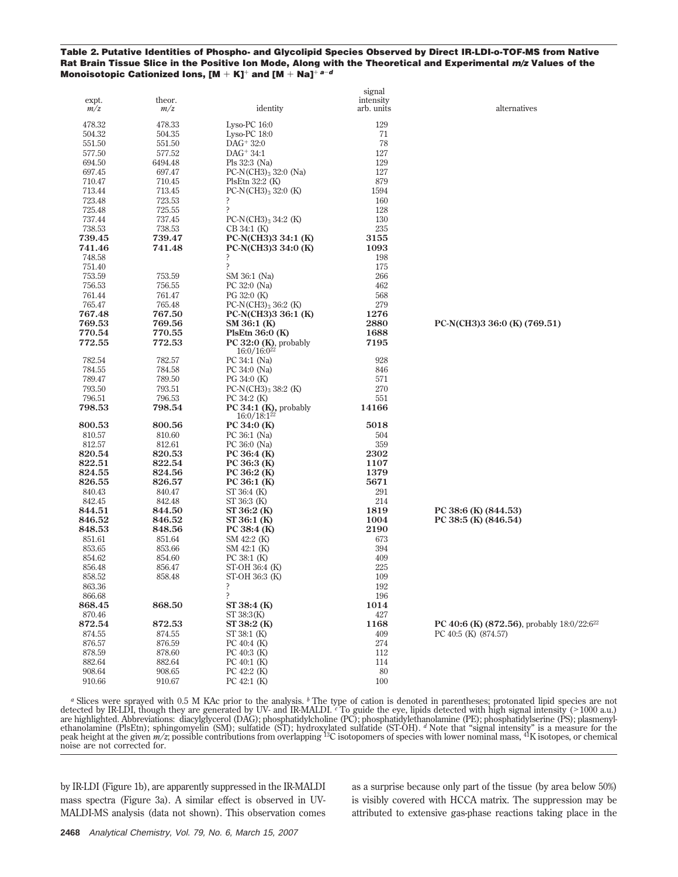**Table 2. Putative Identities of Phospho- and Glycolipid Species Observed by Direct IR-LDI-o-TOF-MS from Native Rat Brain Tissue Slice in the Positive Ion Mode, Along with the Theoretical and Experimental *m/z* Values of the Monoisotopic Cationized Ions, $[M + K]^+$ and $[M + Na]^+$ [a–d]**

| expt. *m/z* | theor. *m/z* | identity | signal intensity arb. units | alternatives |
|---|---|---|---|---|
| 478.32 | 478.33 | Lyso-PC 16:0 | 129 | |
| 504.32 | 504.35 | Lyso-PC 18:0 | 71 | |
| 551.50 | 551.50 | $DAG^+$ 32:0 | 78 | |
| 577.50 | 577.52 | $DAG^+$ 34:1 | 127 | |
| 694.50 | 6494.48 | Pls 32:3 (Na) | 129 | |
| 697.45 | 697.47 | PC-N$(CH3)_3$ 32:0 (Na) | 127 | |
| 710.47 | 710.45 | PlsEtn 32:2 (K) | 879 | |
| 713.44 | 713.45 | PC-N$(CH3)_3$ 32:0 (K) | 1594 | |
| 723.48 | 723.53 | ? | 160 | |
| 725.48 | 725.55 | ? | 128 | |
| 737.44 | 737.45 | PC-N$(CH3)_3$ 34:2 (K) | 130 | |
| 738.53 | 738.53 | CB 34:1 (K) | 235 | |
| **739.45** | **739.47** | **PC-N(CH3)3 34:1 (K)** | **3155** | |
| **741.46** | **741.48** | **PC-N(CH3)3 34:0 (K)** | **1093** | |
| 748.58 | | ? | 198 | |
| 751.40 | | ? | 175 | |
| 753.59 | 753.59 | SM 36:1 (Na) | 266 | |
| 756.53 | 756.55 | PC 32:0 (Na) | 462 | |
| 761.44 | 761.47 | PG 32:0 (K) | 568 | |
| 765.47 | 765.48 | PC-N$(CH3)_3$ 36:2 (K) | 279 | |
| **767.48** | **767.50** | **PC-N(CH3)3 36:1 (K)** | **1276** | |
| **769.53** | **769.56** | **SM 36:1 (K)** | **2880** | **PC-N(CH3)3 36:0 (K) (769.51)** |
| **770.54** | **770.55** | **PlsEtn 36:0 (K)** | **1688** | |
| **772.55** | **772.53** | **PC 32:0 (K)**, probably 16:0/16:0[22] | **7195** | |
| 782.54 | 782.57 | PC 34:1 (Na) | 928 | |
| 784.55 | 784.58 | PC 34:0 (Na) | 846 | |
| 789.47 | 789.50 | PG 34:0 (K) | 571 | |
| 793.50 | 793.51 | PC-N$(CH3)_3$ 38:2 (K) | 270 | |
| 796.51 | 796.53 | PC 34:2 (K) | 551 | |
| **798.53** | **798.54** | **PC 34:1 (K),** probably 16:0/18:1[22] | **14166** | |
| **800.53** | **800.56** | **PC 34:0 (K)** | **5018** | |
| 810.57 | 810.60 | PC 36:1 (Na) | 504 | |
| 812.57 | 812.61 | PC 36:0 (Na) | 359 | |
| **820.54** | **820.53** | **PC 36:4 (K)** | **2302** | |
| **822.51** | **822.54** | **PC 36:3 (K)** | **1107** | |
| **824.55** | **824.56** | **PC 36:2 (K)** | **1379** | |
| **826.55** | **826.57** | **PC 36:1 (K)** | **5671** | |
| 840.43 | 840.47 | ST 36:4 (K) | 291 | |
| 842.45 | 842.48 | ST 36:3 (K) | 214 | |
| **844.51** | **844.50** | **ST 36:2 (K)** | **1819** | **PC 38:6 (K) (844.53)** |
| **846.52** | **846.52** | **ST 36:1 (K)** | **1004** | **PC 38:5 (K) (846.54)** |
| **848.53** | **848.56** | **PC 38:4 (K)** | **2190** | |
| 851.61 | 851.64 | SM 42:2 (K) | 673 | |
| 853.65 | 853.66 | SM 42:1 (K) | 394 | |
| 854.62 | 854.60 | PC 38:1 (K) | 409 | |
| 856.48 | 856.47 | ST-OH 36:4 (K) | 225 | |
| 858.52 | 858.48 | ST-OH 36:3 (K) | 109 | |
| 863.36 | | ? | 192 | |
| 866.68 | | ? | 196 | |
| **868.45** | **868.50** | **ST 38:4 (K)** | **1014** | |
| 870.46 | | ST 38:3(K) | 427 | |
| **872.54** | **872.53** | **ST 38:2 (K)** | **1168** | **PC 40:6 (K) (872.56)**, probably 18:0/22:6[22] |
| 874.55 | 874.55 | ST 38:1 (K) | 409 | PC 40:5 (K) (874.57) |
| 876.57 | 876.59 | PC 40:4 (K) | 274 | |
| 878.59 | 878.60 | PC 40:3 (K) | 112 | |
| 882.64 | 882.64 | PC 40:1 (K) | 114 | |
| 908.64 | 908.65 | PC 42:2 (K) | 80 | |
| 910.66 | 910.67 | PC 42:1 (K) | 100 | |

[a] Slices were sprayed with 0.5 M KAc prior to the analysis. [b] The type of cation is denoted in parentheses; protonated lipid species are not detected by IR-LDI, though they are generated by UV- and IR-MALDI. [c] To guide the eye, lipids detected with high signal intensity (>1000 a.u.) are highlighted. Abbreviations: diacylglycerol (DAG); phosphatidylcholine (PC); phosphatidylethanolamine (PE); phosphatidylserine (PS); plasmenylethanolamine (PlsEtn); sphingomyelin (SM); sulfatide (ST); hydroxylated sulfatide (ST-OH). [d] Note that "signal intensity" is a measure for the peak height at the given *m/z*; possible contributions from overlapping $^{13}C$ isotopomers of species with lower nominal mass, $^{41}K$ isotopes, or chemical noise are not corrected for.

by IR-LDI (Figure 1b), are apparently suppressed in the IR-MALDI mass spectra (Figure 3a). A similar effect is observed in UV-MALDI-MS analysis (data not shown). This observation comes as a surprise because only part of the tissue (by area below 50%) is visibly covered with HCCA matrix. The suppression may be attributed to extensive gas-phase reactions taking place in the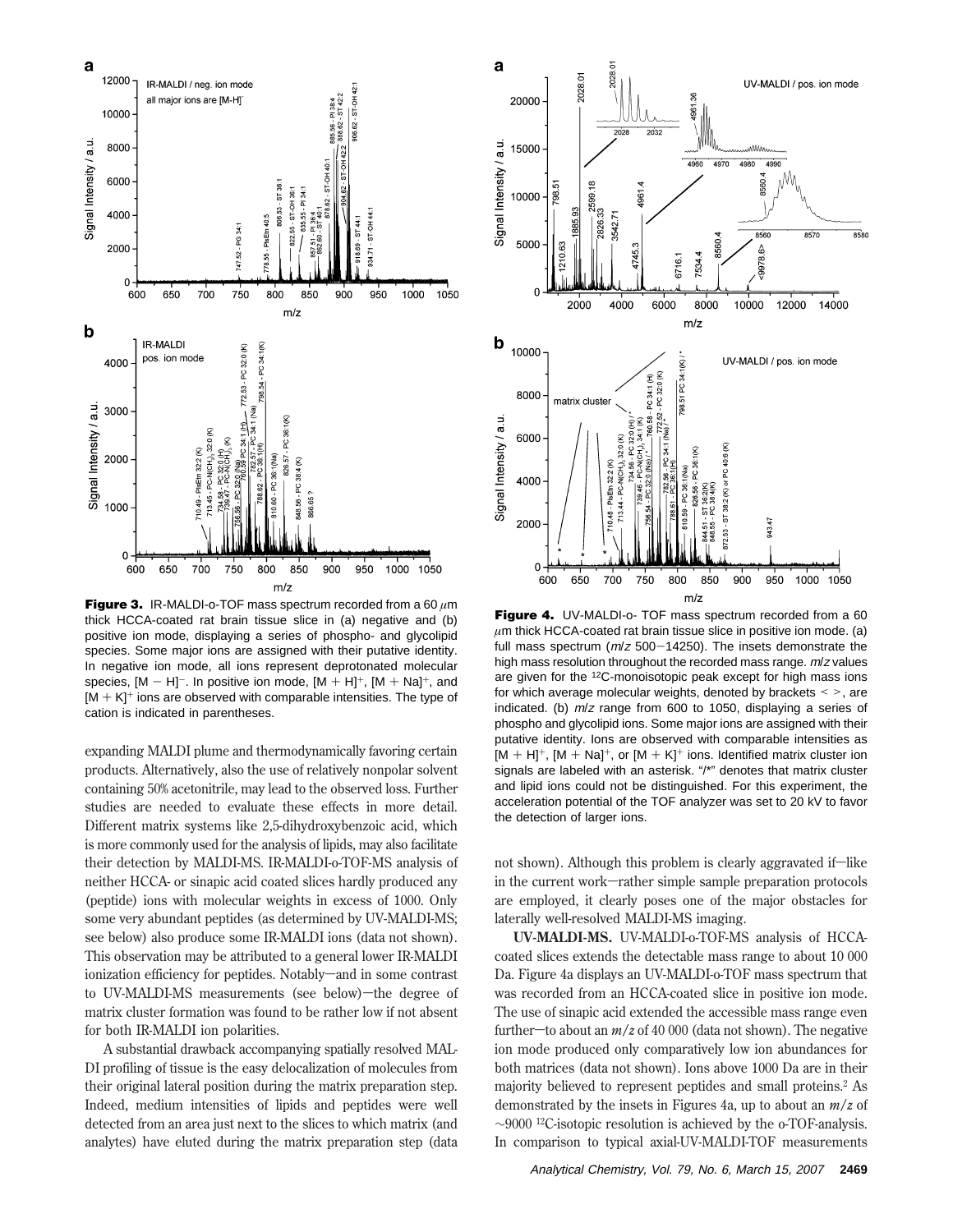**Figure 3.** IR-MALDI-o-TOF mass spectrum recorded from a 60 $\mu$m thick HCCA-coated rat brain tissue slice in (a) negative and (b) positive ion mode, displaying a series of phospho- and glycolipid species. Some major ions are assigned with their putative identity. In negative ion mode, all ions represent deprotonated molecular species, $[M - H]^-$. In positive ion mode, $[M + H]^+$, $[M + Na]^+$, and $[M + K]^+$ ions are observed with comparable intensities. The type of cation is indicated in parentheses.

expanding MALDI plume and thermodynamically favoring certain products. Alternatively, also the use of relatively nonpolar solvent containing 50% acetonitrile, may lead to the observed loss. Further studies are needed to evaluate these effects in more detail. Different matrix systems like 2,5-dihydroxybenzoic acid, which is more commonly used for the analysis of lipids, may also facilitate their detection by MALDI-MS. IR-MALDI-o-TOF-MS analysis of neither HCCA- or sinapic acid coated slices hardly produced any (peptide) ions with molecular weights in excess of 1000. Only some very abundant peptides (as determined by UV-MALDI-MS; see below) also produce some IR-MALDI ions (data not shown). This observation may be attributed to a general lower IR-MALDI ionization efficiency for peptides. Notably—and in some contrast to UV-MALDI-MS measurements (see below)—the degree of matrix cluster formation was found to be rather low if not absent for both IR-MALDI ion polarities.

A substantial drawback accompanying spatially resolved MALDI profiling of tissue is the easy delocalization of molecules from their original lateral position during the matrix preparation step. Indeed, medium intensities of lipids and peptides were well detected from an area just next to the slices to which matrix (and analytes) have eluted during the matrix preparation step (data not shown). Although this problem is clearly aggravated if—like in the current work—rather simple sample preparation protocols are employed, it clearly poses one of the major obstacles for laterally well-resolved MALDI-MS imaging.

**Figure 4.** UV-MALDI-o- TOF mass spectrum recorded from a 60 $\mu$m thick HCCA-coated rat brain tissue slice in positive ion mode. (a) full mass spectrum ($m/z$ 500−14250). The insets demonstrate the high mass resolution throughout the recorded mass range. $m/z$ values are given for the $^{12}$C-monoisotopic peak except for high mass ions for which average molecular weights, denoted by brackets < >, are indicated. (b) $m/z$ range from 600 to 1050, displaying a series of phospho and glycolipid ions. Some major ions are assigned with their putative identity. Ions are observed with comparable intensities as $[M + H]^+$, $[M + Na]^+$, or $[M + K]^+$ ions. Identified matrix cluster ion signals are labeled with an asterisk. "/*" denotes that matrix cluster and lipid ions could not be distinguished. For this experiment, the acceleration potential of the TOF analyzer was set to 20 kV to favor the detection of larger ions.

**UV-MALDI-MS.** UV-MALDI-o-TOF-MS analysis of HCCA-coated slices extends the detectable mass range to about 10 000 Da. Figure 4a displays an UV-MALDI-o-TOF mass spectrum that was recorded from an HCCA-coated slice in positive ion mode. The use of sinapic acid extended the accessible mass range even further—to about an $m/z$ of 40 000 (data not shown). The negative ion mode produced only comparatively low ion abundances for both matrices (data not shown). Ions above 1000 Da are in their majority believed to represent peptides and small proteins.[2] As demonstrated by the insets in Figures 4a, up to about an $m/z$ of ~9000 $^{12}$C-isotopic resolution is achieved by the o-TOF-analysis. In comparison to typical axial-UV-MALDI-TOF measurements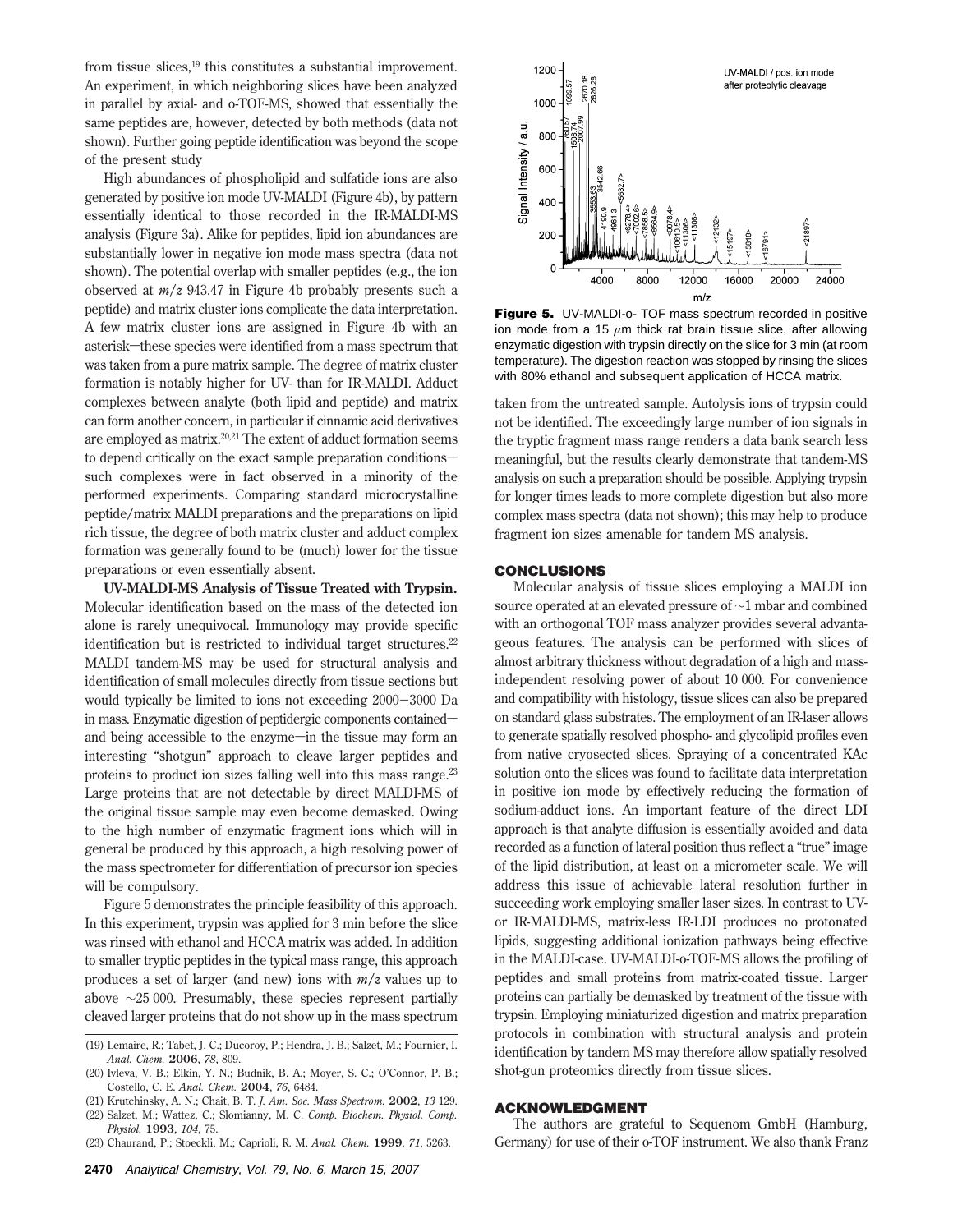from tissue slices,[19] this constitutes a substantial improvement. An experiment, in which neighboring slices have been analyzed in parallel by axial- and o-TOF-MS, showed that essentially the same peptides are, however, detected by both methods (data not shown). Further going peptide identification was beyond the scope of the present study

High abundances of phospholipid and sulfatide ions are also generated by positive ion mode UV-MALDI (Figure 4b), by pattern essentially identical to those recorded in the IR-MALDI-MS analysis (Figure 3a). Alike for peptides, lipid ion abundances are substantially lower in negative ion mode mass spectra (data not shown). The potential overlap with smaller peptides (e.g., the ion observed at $m/z$ 943.47 in Figure 4b probably presents such a peptide) and matrix cluster ions complicate the data interpretation. A few matrix cluster ions are assigned in Figure 4b with an asterisk—these species were identified from a mass spectrum that was taken from a pure matrix sample. The degree of matrix cluster formation is notably higher for UV- than for IR-MALDI. Adduct complexes between analyte (both lipid and peptide) and matrix can form another concern, in particular if cinnamic acid derivatives are employed as matrix.[20,21] The extent of adduct formation seems to depend critically on the exact sample preparation conditions—such complexes were in fact observed in a minority of the performed experiments. Comparing standard microcrystalline peptide/matrix MALDI preparations and the preparations on lipid rich tissue, the degree of both matrix cluster and adduct complex formation was generally found to be (much) lower for the tissue preparations or even essentially absent.

**UV-MALDI-MS Analysis of Tissue Treated with Trypsin.** Molecular identification based on the mass of the detected ion alone is rarely unequivocal. Immunology may provide specific identification but is restricted to individual target structures.[22] MALDI tandem-MS may be used for structural analysis and identification of small molecules directly from tissue sections but would typically be limited to ions not exceeding 2000−3000 Da in mass. Enzymatic digestion of peptidergic components contained—and being accessible to the enzyme—in the tissue may form an interesting "shotgun" approach to cleave larger peptides and proteins to product ion sizes falling well into this mass range.[23] Large proteins that are not detectable by direct MALDI-MS of the original tissue sample may even become demasked. Owing to the high number of enzymatic fragment ions which will in general be produced by this approach, a high resolving power of the mass spectrometer for differentiation of precursor ion species will be compulsory.

Figure 5 demonstrates the principle feasibility of this approach. In this experiment, trypsin was applied for 3 min before the slice was rinsed with ethanol and HCCA matrix was added. In addition to smaller tryptic peptides in the typical mass range, this approach produces a set of larger (and new) ions with $m/z$ values up to above ~25 000. Presumably, these species represent partially cleaved larger proteins that do not show up in the mass spectrum taken from the untreated sample. Autolysis ions of trypsin could not be identified. The exceedingly large number of ion signals in the tryptic fragment mass range renders a data bank search less meaningful, but the results clearly demonstrate that tandem-MS analysis on such a preparation should be possible. Applying trypsin for longer times leads to more complete digestion but also more complex mass spectra (data not shown); this may help to produce fragment ion sizes amenable for tandem MS analysis.

UV-MALDI / pos. ion mode
after proteolytic cleavage

Signal Intensity / a.u.

m/z

1099.57, 2670.18, 2826.28, 1530.57, 1508.74, 2007.99, 3542.66, 3553.63, <5632.7>, 4190.9, 4961.3, <6278.4>, <7002.6>, <7858.5>, <8964.9>, <8978.4>, <10610.5>, <11306>, <11306>, <12132>, <15197>, <15818>, <16791>, <21897>

**Figure 5.** UV-MALDI-o- TOF mass spectrum recorded in positive ion mode from a 15 $\mu$m thick rat brain tissue slice, after allowing enzymatic digestion with trypsin directly on the slice for 3 min (at room temperature). The digestion reaction was stopped by rinsing the slices with 80% ethanol and subsequent application of HCCA matrix.

## CONCLUSIONS

Molecular analysis of tissue slices employing a MALDI ion source operated at an elevated pressure of ~1 mbar and combined with an orthogonal TOF mass analyzer provides several advantageous features. The analysis can be performed with slices of almost arbitrary thickness without degradation of a high and mass-independent resolving power of about 10 000. For convenience and compatibility with histology, tissue slices can also be prepared on standard glass substrates. The employment of an IR-laser allows to generate spatially resolved phospho- and glycolipid profiles even from native cryosected slices. Spraying of a concentrated KAc solution onto the slices was found to facilitate data interpretation in positive ion mode by effectively reducing the formation of sodium-adduct ions. An important feature of the direct LDI approach is that analyte diffusion is essentially avoided and data recorded as a function of lateral position thus reflect a "true" image of the lipid distribution, at least on a micrometer scale. We will address this issue of achievable lateral resolution further in succeeding work employing smaller laser sizes. In contrast to UV- or IR-MALDI-MS, matrix-less IR-LDI produces no protonated lipids, suggesting additional ionization pathways being effective in the MALDI-case. UV-MALDI-o-TOF-MS allows the profiling of peptides and small proteins from matrix-coated tissue. Larger proteins can partially be demasked by treatment of the tissue with trypsin. Employing miniaturized digestion and matrix preparation protocols in combination with structural analysis and protein identification by tandem MS may therefore allow spatially resolved shot-gun proteomics directly from tissue slices.

## ACKNOWLEDGMENT

The authors are grateful to Sequenom GmbH (Hamburg, Germany) for use of their o-TOF instrument. We also thank Franz

(19) Lemaire, R.; Tabet, J. C.; Ducoroy, P.; Hendra, J. B.; Salzet, M.; Fournier, I. *Anal. Chem.* **2006**, *78*, 809.

(20) Ivleva, V. B.; Elkin, Y. N.; Budnik, B. A.; Moyer, S. C.; O'Connor, P. B.; Costello, C. E. *Anal. Chem.* **2004**, *76*, 6484.

(21) Krutchinsky, A. N.; Chait, B. T. *J. Am. Soc. Mass Spectrom.* **2002**, *13* 129.

(22) Salzet, M.; Wattez, C.; Slomianny, M. C. *Comp. Biochem. Physiol. Comp. Physiol.* **1993**, *104*, 75.

(23) Chaurand, P.; Stoeckli, M.; Caprioli, R. M. *Anal. Chem.* **1999**, *71*, 5263.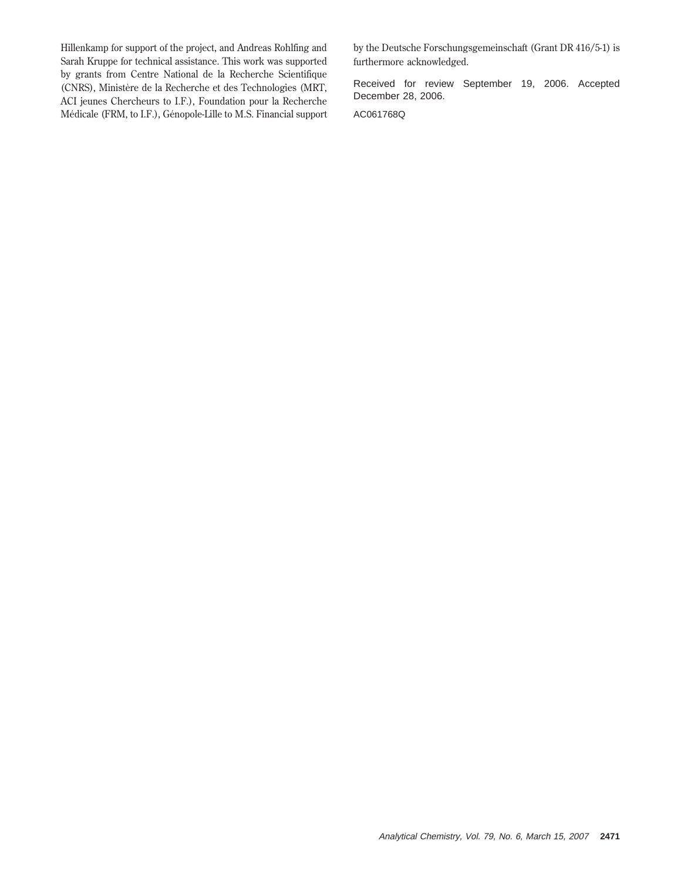Hillenkamp for support of the project, and Andreas Rohlfing and Sarah Kruppe for technical assistance. This work was supported by grants from Centre National de la Recherche Scientifique (CNRS), Ministère de la Recherche et des Technologies (MRT, ACI jeunes Chercheurs to I.F.), Foundation pour la Recherche Médicale (FRM, to I.F.), Génopole-Lille to M.S. Financial support by the Deutsche Forschungsgemeinschaft (Grant DR 416/5-1) is furthermore acknowledged.

Received for review September 19, 2006. Accepted December 28, 2006.

AC061768Q